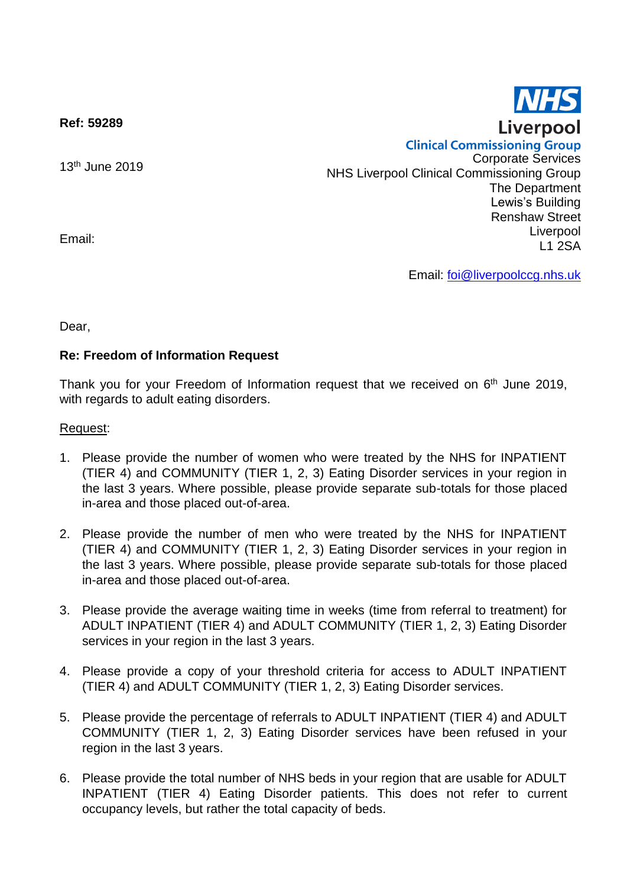**Ref: 59289**

13th June 2019

Email:

NHS
Liverpool
Clinical Commissioning Group
Corporate Services
NHS Liverpool Clinical Commissioning Group
The Department
Lewis's Building
Renshaw Street
Liverpool
L1 2SA

Email: foi@liverpoolccg.nhs.uk

Dear,

**Re: Freedom of Information Request**

Thank you for your Freedom of Information request that we received on 6th June 2019, with regards to adult eating disorders.

Request:

1. Please provide the number of women who were treated by the NHS for INPATIENT (TIER 4) and COMMUNITY (TIER 1, 2, 3) Eating Disorder services in your region in the last 3 years. Where possible, please provide separate sub-totals for those placed in-area and those placed out-of-area.

2. Please provide the number of men who were treated by the NHS for INPATIENT (TIER 4) and COMMUNITY (TIER 1, 2, 3) Eating Disorder services in your region in the last 3 years. Where possible, please provide separate sub-totals for those placed in-area and those placed out-of-area.

3. Please provide the average waiting time in weeks (time from referral to treatment) for ADULT INPATIENT (TIER 4) and ADULT COMMUNITY (TIER 1, 2, 3) Eating Disorder services in your region in the last 3 years.

4. Please provide a copy of your threshold criteria for access to ADULT INPATIENT (TIER 4) and ADULT COMMUNITY (TIER 1, 2, 3) Eating Disorder services.

5. Please provide the percentage of referrals to ADULT INPATIENT (TIER 4) and ADULT COMMUNITY (TIER 1, 2, 3) Eating Disorder services have been refused in your region in the last 3 years.

6. Please provide the total number of NHS beds in your region that are usable for ADULT INPATIENT (TIER 4) Eating Disorder patients. This does not refer to current occupancy levels, but rather the total capacity of beds.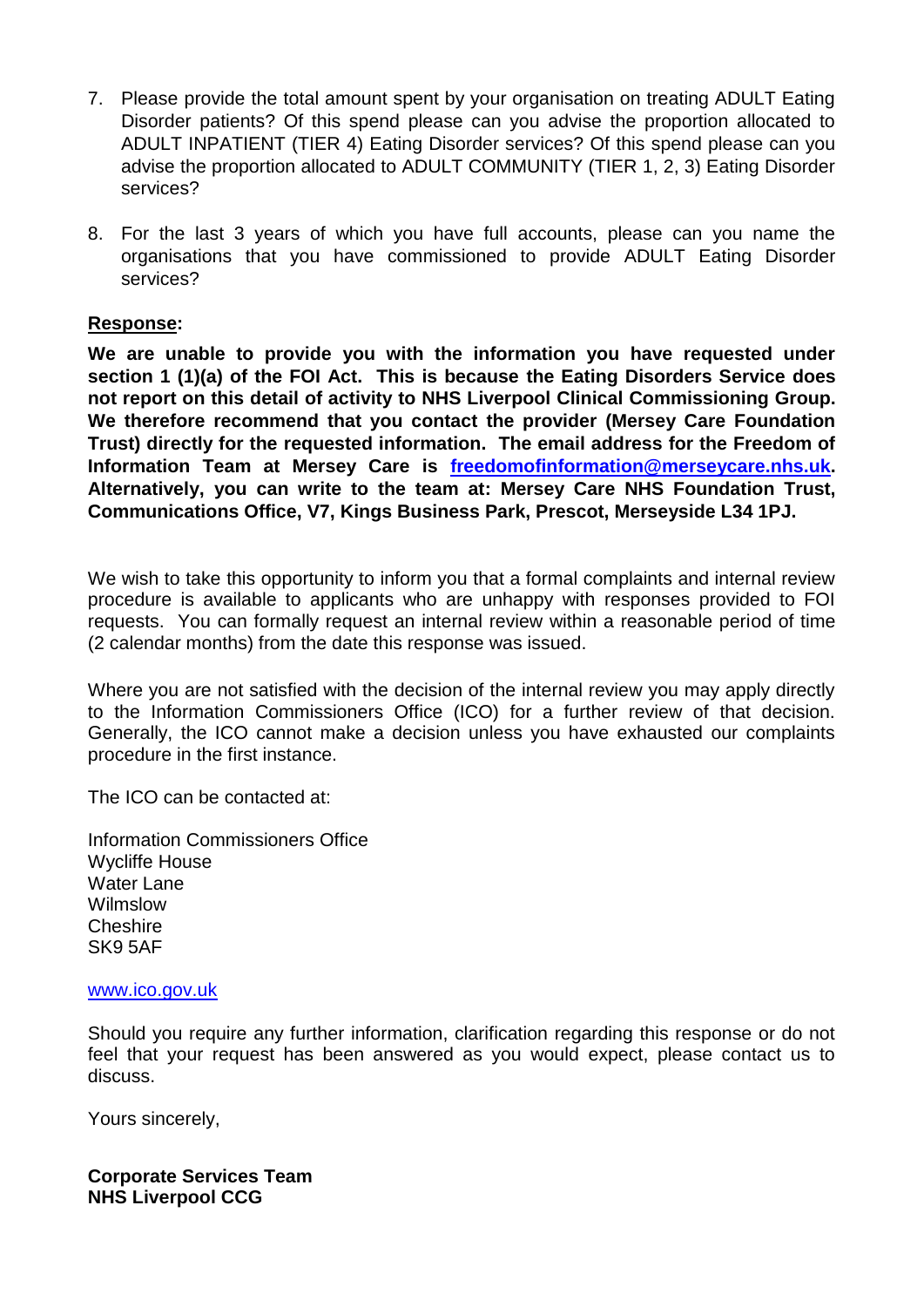7. Please provide the total amount spent by your organisation on treating ADULT Eating Disorder patients? Of this spend please can you advise the proportion allocated to ADULT INPATIENT (TIER 4) Eating Disorder services? Of this spend please can you advise the proportion allocated to ADULT COMMUNITY (TIER 1, 2, 3) Eating Disorder services?

8. For the last 3 years of which you have full accounts, please can you name the organisations that you have commissioned to provide ADULT Eating Disorder services?

**Response:**

**We are unable to provide you with the information you have requested under section 1 (1)(a) of the FOI Act. This is because the Eating Disorders Service does not report on this detail of activity to NHS Liverpool Clinical Commissioning Group. We therefore recommend that you contact the provider (Mersey Care Foundation Trust) directly for the requested information. The email address for the Freedom of Information Team at Mersey Care is freedomofinformation@merseycare.nhs.uk. Alternatively, you can write to the team at: Mersey Care NHS Foundation Trust, Communications Office, V7, Kings Business Park, Prescot, Merseyside L34 1PJ.**

We wish to take this opportunity to inform you that a formal complaints and internal review procedure is available to applicants who are unhappy with responses provided to FOI requests. You can formally request an internal review within a reasonable period of time (2 calendar months) from the date this response was issued.

Where you are not satisfied with the decision of the internal review you may apply directly to the Information Commissioners Office (ICO) for a further review of that decision. Generally, the ICO cannot make a decision unless you have exhausted our complaints procedure in the first instance.

The ICO can be contacted at:

Information Commissioners Office
Wycliffe House
Water Lane
Wilmslow
Cheshire
SK9 5AF

www.ico.gov.uk

Should you require any further information, clarification regarding this response or do not feel that your request has been answered as you would expect, please contact us to discuss.

Yours sincerely,

**Corporate Services Team**
**NHS Liverpool CCG**